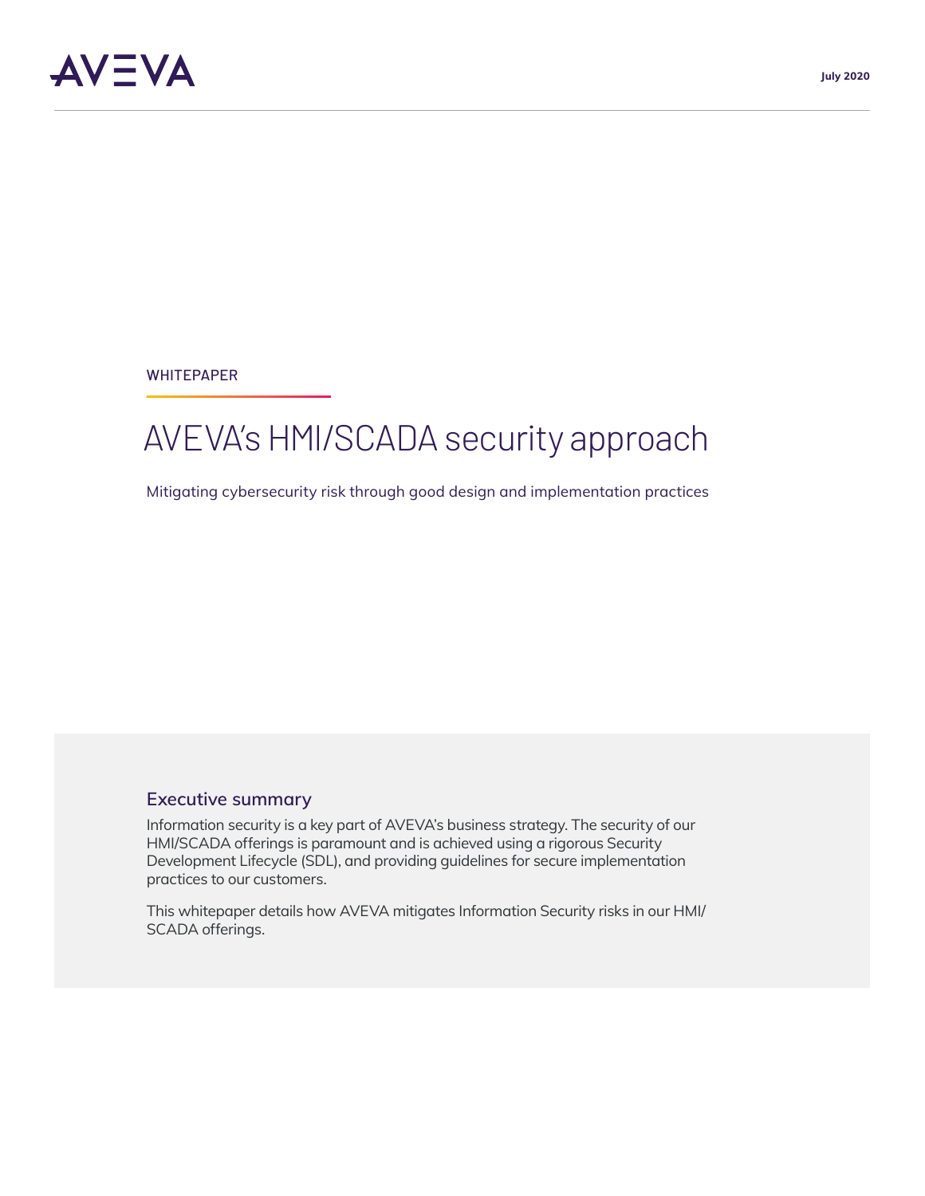AVEVA

July 2020

WHITEPAPER

# AVEVA's HMI/SCADA security approach

Mitigating cybersecurity risk through good design and implementation practices

## Executive summary

Information security is a key part of AVEVA's business strategy. The security of our HMI/SCADA offerings is paramount and is achieved using a rigorous Security Development Lifecycle (SDL), and providing guidelines for secure implementation practices to our customers.

This whitepaper details how AVEVA mitigates Information Security risks in our HMI/SCADA offerings.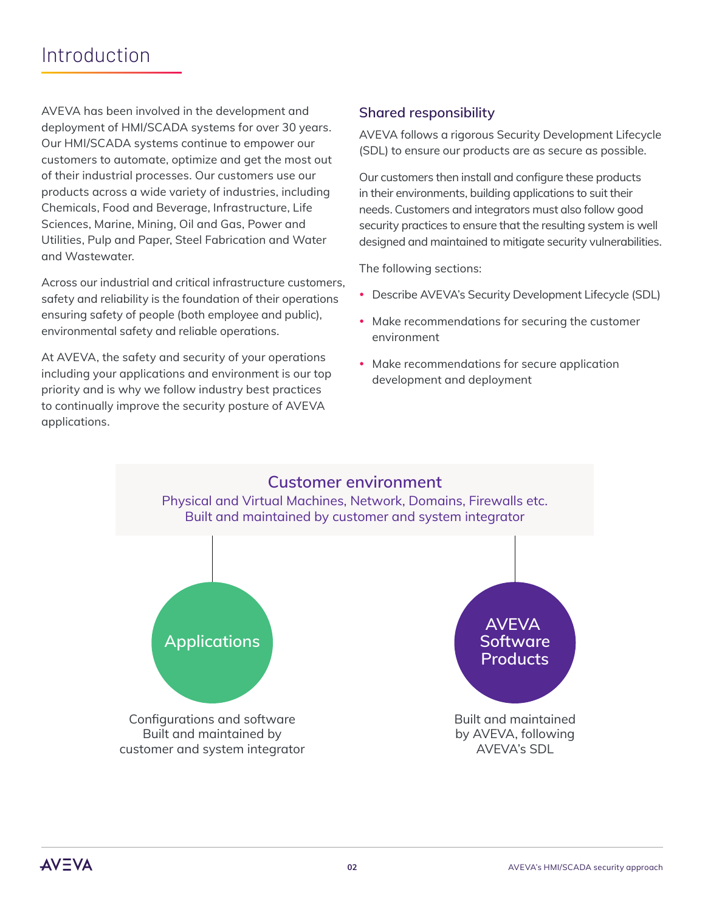# Introduction

AVEVA has been involved in the development and deployment of HMI/SCADA systems for over 30 years. Our HMI/SCADA systems continue to empower our customers to automate, optimize and get the most out of their industrial processes. Our customers use our products across a wide variety of industries, including Chemicals, Food and Beverage, Infrastructure, Life Sciences, Marine, Mining, Oil and Gas, Power and Utilities, Pulp and Paper, Steel Fabrication and Water and Wastewater.

Across our industrial and critical infrastructure customers, safety and reliability is the foundation of their operations ensuring safety of people (both employee and public), environmental safety and reliable operations.

At AVEVA, the safety and security of your operations including your applications and environment is our top priority and is why we follow industry best practices to continually improve the security posture of AVEVA applications.

## Shared responsibility

AVEVA follows a rigorous Security Development Lifecycle (SDL) to ensure our products are as secure as possible.

Our customers then install and configure these products in their environments, building applications to suit their needs. Customers and integrators must also follow good security practices to ensure that the resulting system is well designed and maintained to mitigate security vulnerabilities.

The following sections:

- Describe AVEVA's Security Development Lifecycle (SDL)
- Make recommendations for securing the customer environment
- Make recommendations for secure application development and deployment

**Customer environment**

Physical and Virtual Machines, Network, Domains, Firewalls etc.
Built and maintained by customer and system integrator

**Applications**

Configurations and software
Built and maintained by customer and system integrator

**AVEVA Software Products**

Built and maintained by AVEVA, following AVEVA's SDL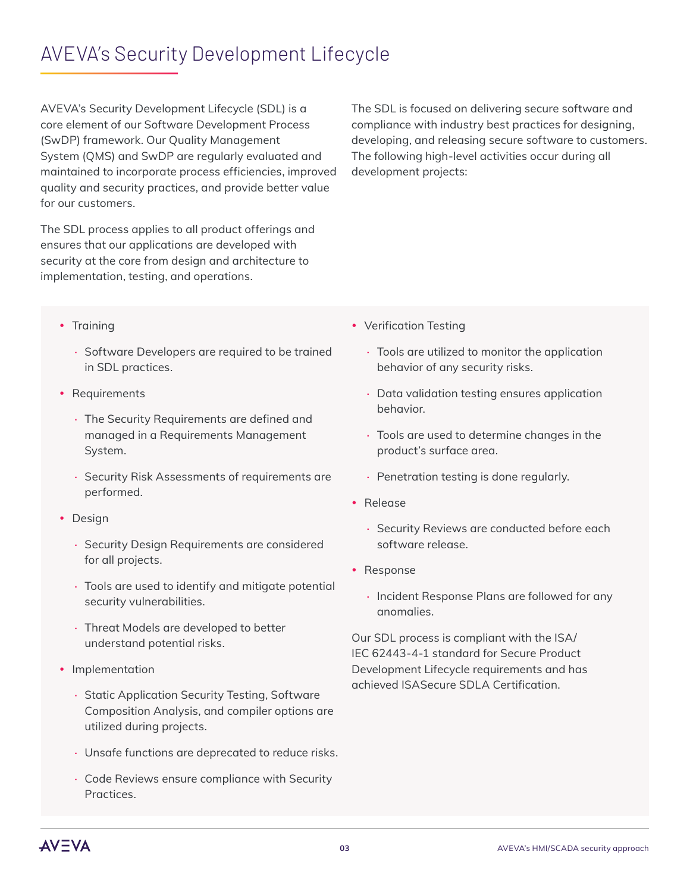# AVEVA's Security Development Lifecycle

AVEVA's Security Development Lifecycle (SDL) is a core element of our Software Development Process (SwDP) framework. Our Quality Management System (QMS) and SwDP are regularly evaluated and maintained to incorporate process efficiencies, improved quality and security practices, and provide better value for our customers.

The SDL process applies to all product offerings and ensures that our applications are developed with security at the core from design and architecture to implementation, testing, and operations.

The SDL is focused on delivering secure software and compliance with industry best practices for designing, developing, and releasing secure software to customers. The following high-level activities occur during all development projects:

- Training
  - Software Developers are required to be trained in SDL practices.
- Requirements
  - The Security Requirements are defined and managed in a Requirements Management System.
  - Security Risk Assessments of requirements are performed.
- Design
  - Security Design Requirements are considered for all projects.
  - Tools are used to identify and mitigate potential security vulnerabilities.
  - Threat Models are developed to better understand potential risks.
- Implementation
  - Static Application Security Testing, Software Composition Analysis, and compiler options are utilized during projects.
  - Unsafe functions are deprecated to reduce risks.
  - Code Reviews ensure compliance with Security Practices.
- Verification Testing
  - Tools are utilized to monitor the application behavior of any security risks.
  - Data validation testing ensures application behavior.
  - Tools are used to determine changes in the product's surface area.
  - Penetration testing is done regularly.
- Release
  - Security Reviews are conducted before each software release.
- Response
  - Incident Response Plans are followed for any anomalies.

Our SDL process is compliant with the ISA/IEC 62443-4-1 standard for Secure Product Development Lifecycle requirements and has achieved ISASecure SDLA Certification.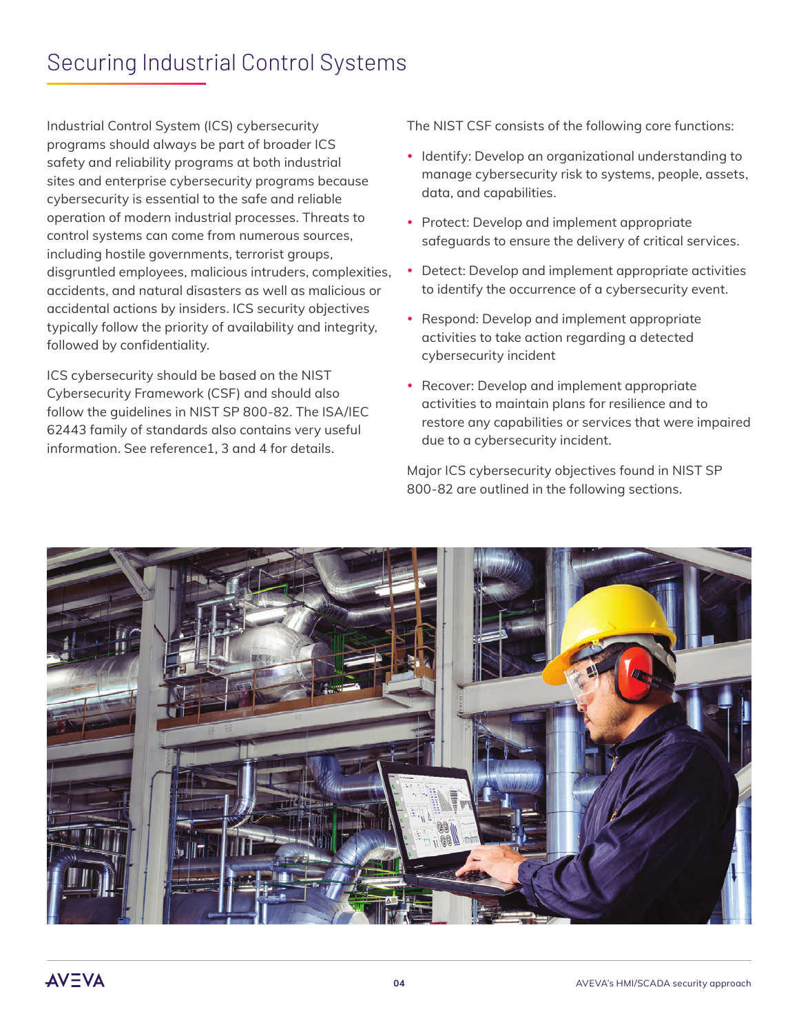# Securing Industrial Control Systems

Industrial Control System (ICS) cybersecurity programs should always be part of broader ICS safety and reliability programs at both industrial sites and enterprise cybersecurity programs because cybersecurity is essential to the safe and reliable operation of modern industrial processes. Threats to control systems can come from numerous sources, including hostile governments, terrorist groups, disgruntled employees, malicious intruders, complexities, accidents, and natural disasters as well as malicious or accidental actions by insiders. ICS security objectives typically follow the priority of availability and integrity, followed by confidentiality.

ICS cybersecurity should be based on the NIST Cybersecurity Framework (CSF) and should also follow the guidelines in NIST SP 800-82. The ISA/IEC 62443 family of standards also contains very useful information. See reference1, 3 and 4 for details.

The NIST CSF consists of the following core functions:

- Identify: Develop an organizational understanding to manage cybersecurity risk to systems, people, assets, data, and capabilities.
- Protect: Develop and implement appropriate safeguards to ensure the delivery of critical services.
- Detect: Develop and implement appropriate activities to identify the occurrence of a cybersecurity event.
- Respond: Develop and implement appropriate activities to take action regarding a detected cybersecurity incident
- Recover: Develop and implement appropriate activities to maintain plans for resilience and to restore any capabilities or services that were impaired due to a cybersecurity incident.

Major ICS cybersecurity objectives found in NIST SP 800-82 are outlined in the following sections.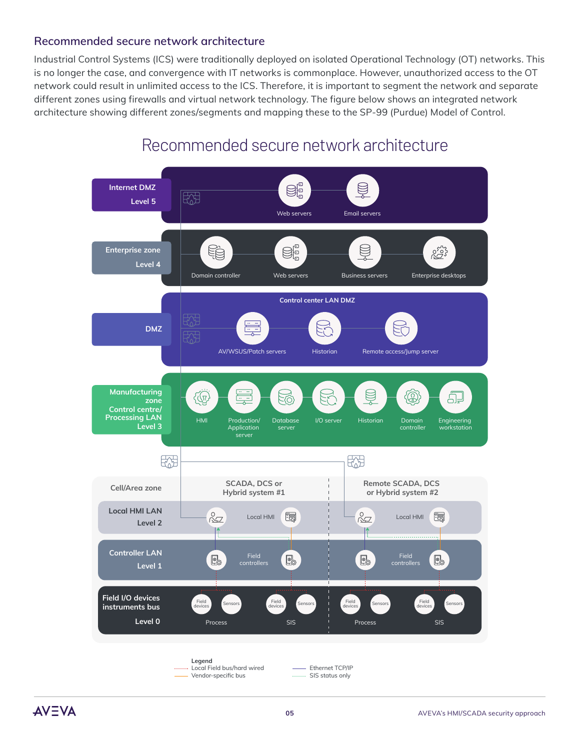## Recommended secure network architecture

Industrial Control Systems (ICS) were traditionally deployed on isolated Operational Technology (OT) networks. This is no longer the case, and convergence with IT networks is commonplace. However, unauthorized access to the OT network could result in unlimited access to the ICS. Therefore, it is important to segment the network and separate different zones using firewalls and virtual network technology. The figure below shows an integrated network architecture showing different zones/segments and mapping these to the SP-99 (Purdue) Model of Control.

### Recommended secure network architecture

**Internet DMZ Level 5**
- Web servers
- Email servers

**Enterprise zone Level 4**
- Domain controller
- Web servers
- Business servers
- Enterprise desktops

**DMZ** — Control center LAN DMZ
- AV/WSUS/Patch servers
- Historian
- Remote access/Jump server

**Manufacturing zone Control centre/ Processing LAN Level 3**
- HMI
- Production/ Application server
- Database server
- I/O server
- Historian
- Domain controller
- Engineering workstation

**Cell/Area zone**

| | SCADA, DCS or Hybrid system #1 | Remote SCADA, DCS or Hybrid system #2 |
|---|---|---|
| Local HMI LAN Level 2 | Local HMI | Local HMI |
| Controller LAN Level 1 | Field controllers | Field controllers |
| Field I/O devices instruments bus Level 0 | Field devices, Sensors (Process); Field devices, Sensors (SIS) | Field devices, Sensors (Process); Field devices, Sensors (SIS) |

**Legend**
- Local Field bus/hard wired (dotted)
- Vendor-specific bus (orange)
- Ethernet TCP/IP (solid)
- SIS status only (green dotted)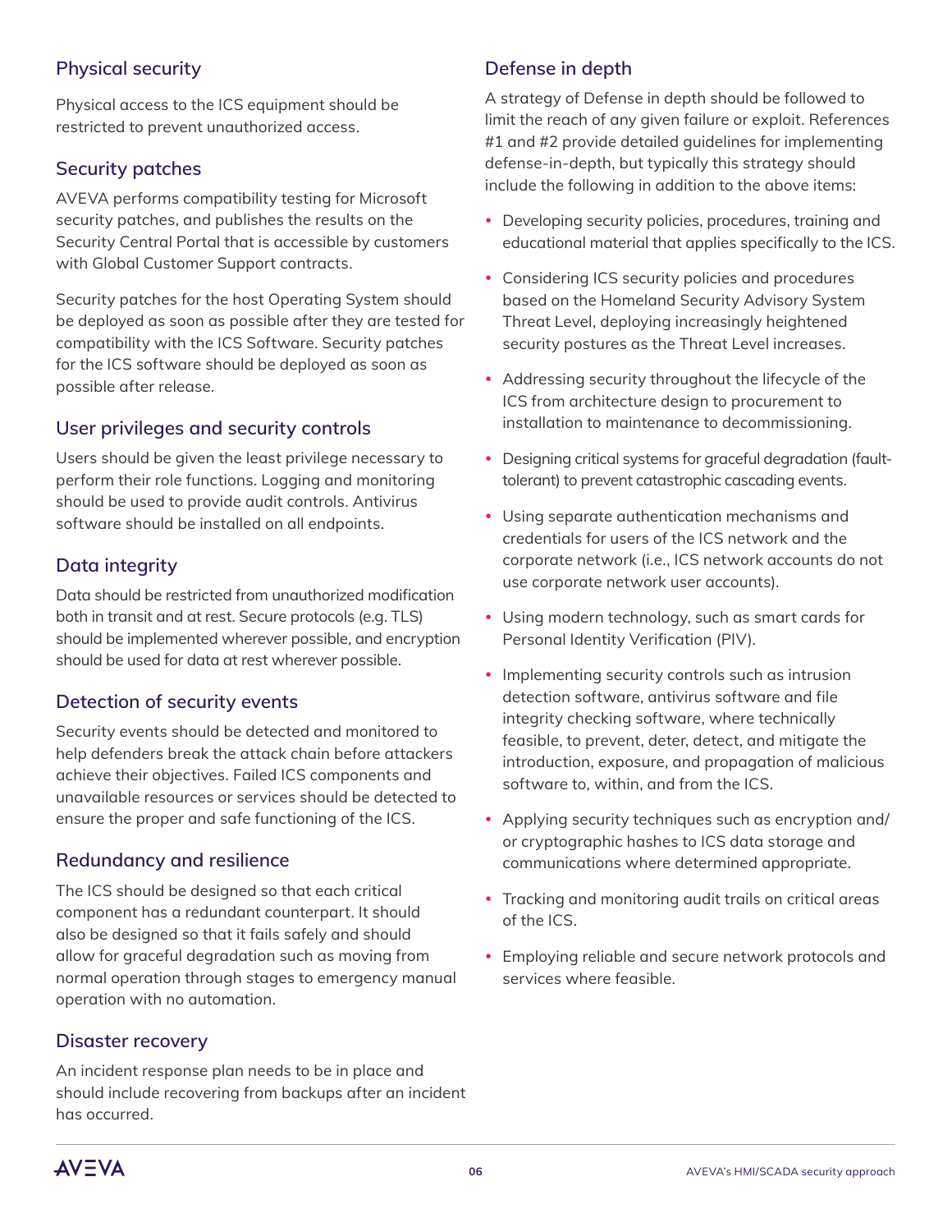## Physical security

Physical access to the ICS equipment should be restricted to prevent unauthorized access.

## Security patches

AVEVA performs compatibility testing for Microsoft security patches, and publishes the results on the Security Central Portal that is accessible by customers with Global Customer Support contracts.

Security patches for the host Operating System should be deployed as soon as possible after they are tested for compatibility with the ICS Software. Security patches for the ICS software should be deployed as soon as possible after release.

## User privileges and security controls

Users should be given the least privilege necessary to perform their role functions. Logging and monitoring should be used to provide audit controls. Antivirus software should be installed on all endpoints.

## Data integrity

Data should be restricted from unauthorized modification both in transit and at rest. Secure protocols (e.g. TLS) should be implemented wherever possible, and encryption should be used for data at rest wherever possible.

## Detection of security events

Security events should be detected and monitored to help defenders break the attack chain before attackers achieve their objectives. Failed ICS components and unavailable resources or services should be detected to ensure the proper and safe functioning of the ICS.

## Redundancy and resilience

The ICS should be designed so that each critical component has a redundant counterpart. It should also be designed so that it fails safely and should allow for graceful degradation such as moving from normal operation through stages to emergency manual operation with no automation.

## Disaster recovery

An incident response plan needs to be in place and should include recovering from backups after an incident has occurred.

## Defense in depth

A strategy of Defense in depth should be followed to limit the reach of any given failure or exploit. References #1 and #2 provide detailed guidelines for implementing defense-in-depth, but typically this strategy should include the following in addition to the above items:

- Developing security policies, procedures, training and educational material that applies specifically to the ICS.
- Considering ICS security policies and procedures based on the Homeland Security Advisory System Threat Level, deploying increasingly heightened security postures as the Threat Level increases.
- Addressing security throughout the lifecycle of the ICS from architecture design to procurement to installation to maintenance to decommissioning.
- Designing critical systems for graceful degradation (fault-tolerant) to prevent catastrophic cascading events.
- Using separate authentication mechanisms and credentials for users of the ICS network and the corporate network (i.e., ICS network accounts do not use corporate network user accounts).
- Using modern technology, such as smart cards for Personal Identity Verification (PIV).
- Implementing security controls such as intrusion detection software, antivirus software and file integrity checking software, where technically feasible, to prevent, deter, detect, and mitigate the introduction, exposure, and propagation of malicious software to, within, and from the ICS.
- Applying security techniques such as encryption and/or cryptographic hashes to ICS data storage and communications where determined appropriate.
- Tracking and monitoring audit trails on critical areas of the ICS.
- Employing reliable and secure network protocols and services where feasible.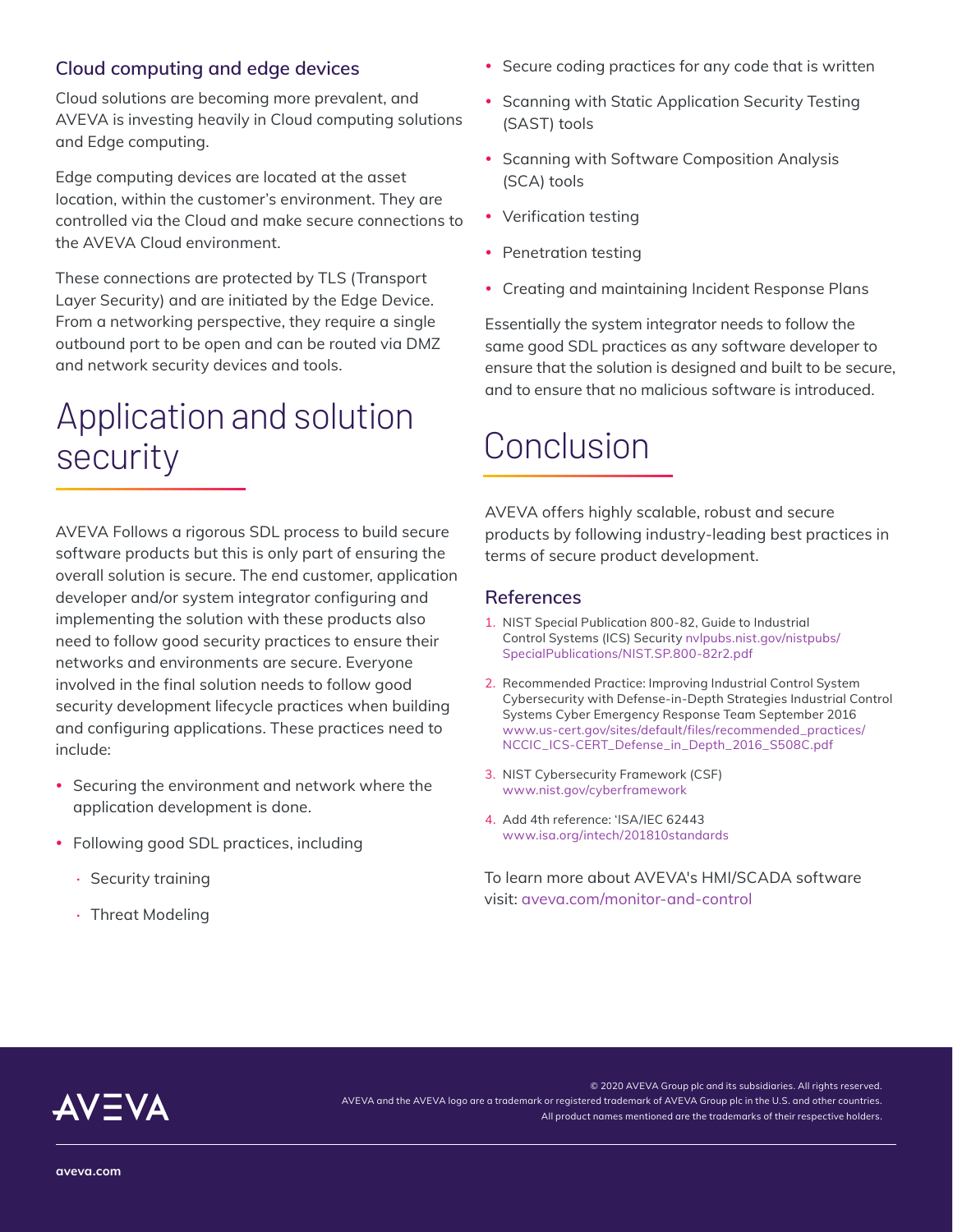### Cloud computing and edge devices

Cloud solutions are becoming more prevalent, and AVEVA is investing heavily in Cloud computing solutions and Edge computing.

Edge computing devices are located at the asset location, within the customer's environment. They are controlled via the Cloud and make secure connections to the AVEVA Cloud environment.

These connections are protected by TLS (Transport Layer Security) and are initiated by the Edge Device. From a networking perspective, they require a single outbound port to be open and can be routed via DMZ and network security devices and tools.

# Application and solution security

AVEVA Follows a rigorous SDL process to build secure software products but this is only part of ensuring the overall solution is secure. The end customer, application developer and/or system integrator configuring and implementing the solution with these products also need to follow good security practices to ensure their networks and environments are secure. Everyone involved in the final solution needs to follow good security development lifecycle practices when building and configuring applications. These practices need to include:

- Securing the environment and network where the application development is done.
- Following good SDL practices, including
  - Security training
  - Threat Modeling
- Secure coding practices for any code that is written
- Scanning with Static Application Security Testing (SAST) tools
- Scanning with Software Composition Analysis (SCA) tools
- Verification testing
- Penetration testing
- Creating and maintaining Incident Response Plans

Essentially the system integrator needs to follow the same good SDL practices as any software developer to ensure that the solution is designed and built to be secure, and to ensure that no malicious software is introduced.

# Conclusion

AVEVA offers highly scalable, robust and secure products by following industry-leading best practices in terms of secure product development.

### References

1. NIST Special Publication 800-82, Guide to Industrial Control Systems (ICS) Security nvlpubs.nist.gov/nistpubs/SpecialPublications/NIST.SP.800-82r2.pdf
2. Recommended Practice: Improving Industrial Control System Cybersecurity with Defense-in-Depth Strategies Industrial Control Systems Cyber Emergency Response Team September 2016 www.us-cert.gov/sites/default/files/recommended_practices/NCCIC_ICS-CERT_Defense_in_Depth_2016_S508C.pdf
3. NIST Cybersecurity Framework (CSF) www.nist.gov/cyberframework
4. Add 4th reference: 'ISA/IEC 62443 www.isa.org/intech/201810standards

To learn more about AVEVA's HMI/SCADA software visit: aveva.com/monitor-and-control

© 2020 AVEVA Group plc and its subsidiaries. All rights reserved.
AVEVA and the AVEVA logo are a trademark or registered trademark of AVEVA Group plc in the U.S. and other countries.
All product names mentioned are the trademarks of their respective holders.

aveva.com